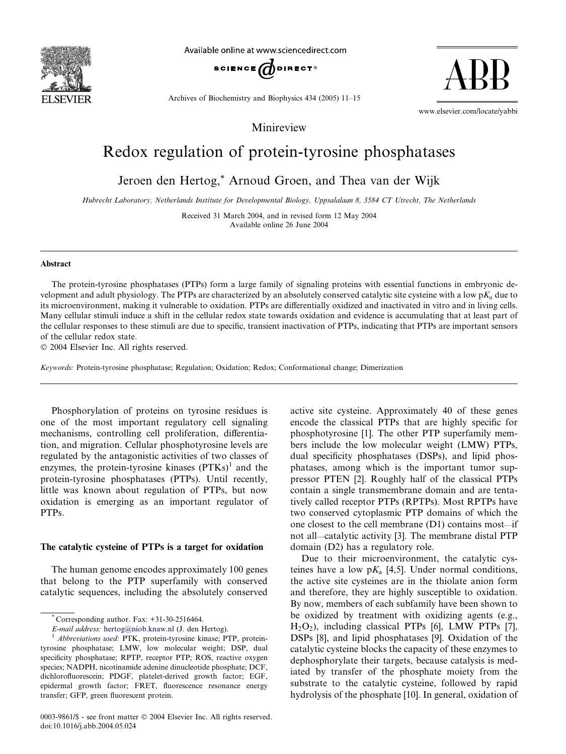Minireview

# Redox regulation of protein-tyrosine phosphatases

Jeroen den Hertog,* Arnoud Groen, and Thea van der Wijk

*Hubrecht Laboratory, Netherlands Institute for Developmental Biology, Uppsalalaan 8, 3584 CT Utrecht, The Netherlands*

Received 31 March 2004, and in revised form 12 May 2004
Available online 26 June 2004

## Abstract

The protein-tyrosine phosphatases (PTPs) form a large family of signaling proteins with essential functions in embryonic development and adult physiology. The PTPs are characterized by an absolutely conserved catalytic site cysteine with a low $pK_a$ due to its microenvironment, making it vulnerable to oxidation. PTPs are differentially oxidized and inactivated in vitro and in living cells. Many cellular stimuli induce a shift in the cellular redox state towards oxidation and evidence is accumulating that at least part of the cellular responses to these stimuli are due to specific, transient inactivation of PTPs, indicating that PTPs are important sensors of the cellular redox state.

© 2004 Elsevier Inc. All rights reserved.

*Keywords:* Protein-tyrosine phosphatase; Regulation; Oxidation; Redox; Conformational change; Dimerization

Phosphorylation of proteins on tyrosine residues is one of the most important regulatory cell signaling mechanisms, controlling cell proliferation, differentiation, and migration. Cellular phosphotyrosine levels are regulated by the antagonistic activities of two classes of enzymes, the protein-tyrosine kinases (PTKs)[1] and the protein-tyrosine phosphatases (PTPs). Until recently, little was known about regulation of PTPs, but now oxidation is emerging as an important regulator of PTPs.

## The catalytic cysteine of PTPs is a target for oxidation

The human genome encodes approximately 100 genes that belong to the PTP superfamily with conserved catalytic sequences, including the absolutely conserved active site cysteine. Approximately 40 of these genes encode the classical PTPs that are highly specific for phosphotyrosine [1]. The other PTP superfamily members include the low molecular weight (LMW) PTPs, dual specificity phosphatases (DSPs), and lipid phosphatases, among which is the important tumor suppressor PTEN [2]. Roughly half of the classical PTPs contain a single transmembrane domain and are tentatively called receptor PTPs (RPTPs). Most RPTPs have two conserved cytoplasmic PTP domains of which the one closest to the cell membrane (D1) contains most—if not all—catalytic activity [3]. The membrane distal PTP domain (D2) has a regulatory role.

Due to their microenvironment, the catalytic cysteines have a low $pK_a$ [4,5]. Under normal conditions, the active site cysteines are in the thiolate anion form and therefore, they are highly susceptible to oxidation. By now, members of each subfamily have been shown to be oxidized by treatment with oxidizing agents (e.g., $H_2O_2$), including classical PTPs [6], LMW PTPs [7], DSPs [8], and lipid phosphatases [9]. Oxidation of the catalytic cysteine blocks the capacity of these enzymes to dephosphorylate their targets, because catalysis is mediated by transfer of the phosphate moiety from the substrate to the catalytic cysteine, followed by rapid hydrolysis of the phosphate [10]. In general, oxidation of

---

* Corresponding author. Fax: +31-30-2516464.
*E-mail address:* hertog@niob.knaw.nl (J. den Hertog).

[1] *Abbreviations used:* PTK, protein-tyrosine kinase; PTP, protein-tyrosine phosphatase; LMW, low molecular weight; DSP, dual specificity phosphatase; RPTP, receptor PTP; ROS, reactive oxygen species; NADPH, nicotinamide adenine dinucleotide phosphate; DCF, dichlorofluorescein; PDGF, platelet-derived growth factor; EGF, epidermal growth factor; FRET, fluorescence resonance energy transfer; GFP, green fluorescent protein.

0003-9861/$ - see front matter © 2004 Elsevier Inc. All rights reserved.
doi:10.1016/j.abb.2004.05.024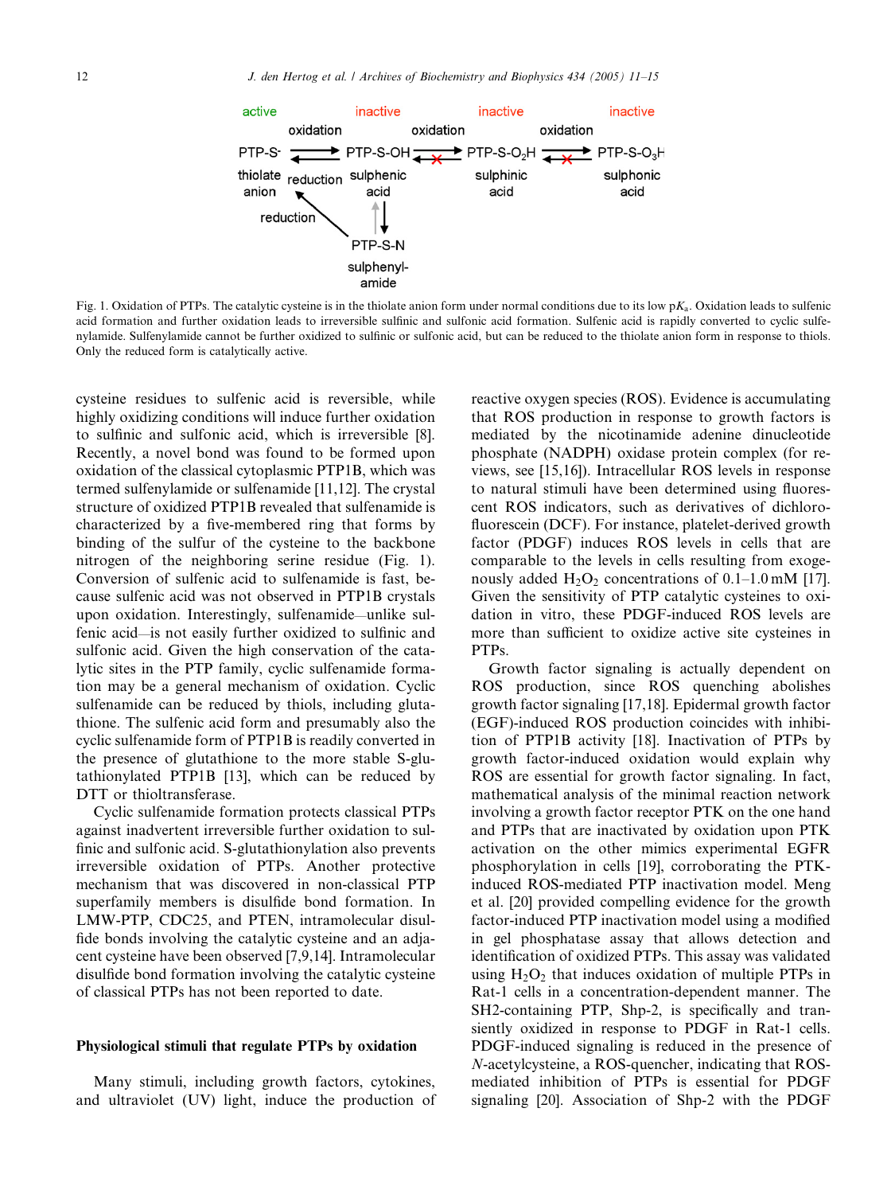Fig. 1. Oxidation of PTPs. The catalytic cysteine is in the thiolate anion form under normal conditions due to its low $pK_a$. Oxidation leads to sulfenic acid formation and further oxidation leads to irreversible sulfinic and sulfonic acid formation. Sulfenic acid is rapidly converted to cyclic sulfenylamide. Sulfenylamide cannot be further oxidized to sulfinic or sulfonic acid, but can be reduced to the thiolate anion form in response to thiols. Only the reduced form is catalytically active.

cysteine residues to sulfenic acid is reversible, while highly oxidizing conditions will induce further oxidation to sulfinic and sulfonic acid, which is irreversible [8]. Recently, a novel bond was found to be formed upon oxidation of the classical cytoplasmic PTP1B, which was termed sulfenylamide or sulfenamide [11,12]. The crystal structure of oxidized PTP1B revealed that sulfenamide is characterized by a five-membered ring that forms by binding of the sulfur of the cysteine to the backbone nitrogen of the neighboring serine residue (Fig. 1). Conversion of sulfenic acid to sulfenamide is fast, because sulfenic acid was not observed in PTP1B crystals upon oxidation. Interestingly, sulfenamide—unlike sulfenic acid—is not easily further oxidized to sulfinic and sulfonic acid. Given the high conservation of the catalytic sites in the PTP family, cyclic sulfenamide formation may be a general mechanism of oxidation. Cyclic sulfenamide can be reduced by thiols, including glutathione. The sulfenic acid form and presumably also the cyclic sulfenamide form of PTP1B is readily converted in the presence of glutathione to the more stable S-glutathionylated PTP1B [13], which can be reduced by DTT or thioltransferase.

Cyclic sulfenamide formation protects classical PTPs against inadvertent irreversible further oxidation to sulfinic and sulfonic acid. S-glutathionylation also prevents irreversible oxidation of PTPs. Another protective mechanism that was discovered in non-classical PTP superfamily members is disulfide bond formation. In LMW-PTP, CDC25, and PTEN, intramolecular disulfide bonds involving the catalytic cysteine and an adjacent cysteine have been observed [7,9,14]. Intramolecular disulfide bond formation involving the catalytic cysteine of classical PTPs has not been reported to date.

## Physiological stimuli that regulate PTPs by oxidation

Many stimuli, including growth factors, cytokines, and ultraviolet (UV) light, induce the production of reactive oxygen species (ROS). Evidence is accumulating that ROS production in response to growth factors is mediated by the nicotinamide adenine dinucleotide phosphate (NADPH) oxidase protein complex (for reviews, see [15,16]). Intracellular ROS levels in response to natural stimuli have been determined using fluorescent ROS indicators, such as derivatives of dichlorofluorescein (DCF). For instance, platelet-derived growth factor (PDGF) induces ROS levels in cells that are comparable to the levels in cells resulting from exogenously added $H_2O_2$ concentrations of 0.1–1.0 mM [17]. Given the sensitivity of PTP catalytic cysteines to oxidation in vitro, these PDGF-induced ROS levels are more than sufficient to oxidize active site cysteines in PTPs.

Growth factor signaling is actually dependent on ROS production, since ROS quenching abolishes growth factor signaling [17,18]. Epidermal growth factor (EGF)-induced ROS production coincides with inhibition of PTP1B activity [18]. Inactivation of PTPs by growth factor-induced oxidation would explain why ROS are essential for growth factor signaling. In fact, mathematical analysis of the minimal reaction network involving a growth factor receptor PTK on the one hand and PTPs that are inactivated by oxidation upon PTK activation on the other mimics experimental EGFR phosphorylation in cells [19], corroborating the PTK-induced ROS-mediated PTP inactivation model. Meng et al. [20] provided compelling evidence for the growth factor-induced PTP inactivation model using a modified in gel phosphatase assay that allows detection and identification of oxidized PTPs. This assay was validated using $H_2O_2$ that induces oxidation of multiple PTPs in Rat-1 cells in a concentration-dependent manner. The SH2-containing PTP, Shp-2, is specifically and transiently oxidized in response to PDGF in Rat-1 cells. PDGF-induced signaling is reduced in the presence of *N*-acetylcysteine, a ROS-quencher, indicating that ROS-mediated inhibition of PTPs is essential for PDGF signaling [20]. Association of Shp-2 with the PDGF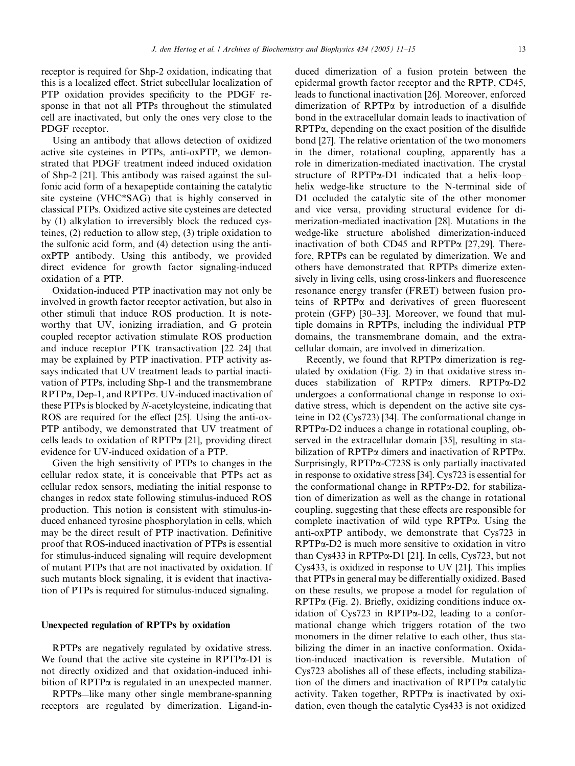receptor is required for Shp-2 oxidation, indicating that this is a localized effect. Strict subcellular localization of PTP oxidation provides specificity to the PDGF response in that not all PTPs throughout the stimulated cell are inactivated, but only the ones very close to the PDGF receptor.

Using an antibody that allows detection of oxidized active site cysteines in PTPs, anti-oxPTP, we demonstrated that PDGF treatment indeed induced oxidation of Shp-2 [21]. This antibody was raised against the sulfonic acid form of a hexapeptide containing the catalytic site cysteine (VHC*SAG) that is highly conserved in classical PTPs. Oxidized active site cysteines are detected by (1) alkylation to irreversibly block the reduced cysteines, (2) reduction to allow step, (3) triple oxidation to the sulfonic acid form, and (4) detection using the anti-oxPTP antibody. Using this antibody, we provided direct evidence for growth factor signaling-induced oxidation of a PTP.

Oxidation-induced PTP inactivation may not only be involved in growth factor receptor activation, but also in other stimuli that induce ROS production. It is noteworthy that UV, ionizing irradiation, and G protein coupled receptor activation stimulate ROS production and induce receptor PTK transactivation [22–24] that may be explained by PTP inactivation. PTP activity assays indicated that UV treatment leads to partial inactivation of PTPs, including Shp-1 and the transmembrane RPTPα, Dep-1, and RPTPσ. UV-induced inactivation of these PTPs is blocked by *N*-acetylcysteine, indicating that ROS are required for the effect [25]. Using the anti-ox-PTP antibody, we demonstrated that UV treatment of cells leads to oxidation of RPTPα [21], providing direct evidence for UV-induced oxidation of a PTP.

Given the high sensitivity of PTPs to changes in the cellular redox state, it is conceivable that PTPs act as cellular redox sensors, mediating the initial response to changes in redox state following stimulus-induced ROS production. This notion is consistent with stimulus-induced enhanced tyrosine phosphorylation in cells, which may be the direct result of PTP inactivation. Definitive proof that ROS-induced inactivation of PTPs is essential for stimulus-induced signaling will require development of mutant PTPs that are not inactivated by oxidation. If such mutants block signaling, it is evident that inactivation of PTPs is required for stimulus-induced signaling.

## Unexpected regulation of RPTPs by oxidation

RPTPs are negatively regulated by oxidative stress. We found that the active site cysteine in RPTPα-D1 is not directly oxidized and that oxidation-induced inhibition of RPTPα is regulated in an unexpected manner.

RPTPs—like many other single membrane-spanning receptors—are regulated by dimerization. Ligand-induced dimerization of a fusion protein between the epidermal growth factor receptor and the RPTP, CD45, leads to functional inactivation [26]. Moreover, enforced dimerization of RPTPα by introduction of a disulfide bond in the extracellular domain leads to inactivation of RPTPα, depending on the exact position of the disulfide bond [27]. The relative orientation of the two monomers in the dimer, rotational coupling, apparently has a role in dimerization-mediated inactivation. The crystal structure of RPTPα-D1 indicated that a helix–loop–helix wedge-like structure to the N-terminal side of D1 occluded the catalytic site of the other monomer and vice versa, providing structural evidence for dimerization-mediated inactivation [28]. Mutations in the wedge-like structure abolished dimerization-induced inactivation of both CD45 and RPTPα [27,29]. Therefore, RPTPs can be regulated by dimerization. We and others have demonstrated that RPTPs dimerize extensively in living cells, using cross-linkers and fluorescence resonance energy transfer (FRET) between fusion proteins of RPTPα and derivatives of green fluorescent protein (GFP) [30–33]. Moreover, we found that multiple domains in RPTPs, including the individual PTP domains, the transmembrane domain, and the extracellular domain, are involved in dimerization.

Recently, we found that RPTPα dimerization is regulated by oxidation (Fig. 2) in that oxidative stress induces stabilization of RPTPα dimers. RPTPα-D2 undergoes a conformational change in response to oxidative stress, which is dependent on the active site cysteine in D2 (Cys723) [34]. The conformational change in RPTPα-D2 induces a change in rotational coupling, observed in the extracellular domain [35], resulting in stabilization of RPTPα dimers and inactivation of RPTPα. Surprisingly, RPTPα-C723S is only partially inactivated in response to oxidative stress [34]. Cys723 is essential for the conformational change in RPTPα-D2, for stabilization of dimerization as well as the change in rotational coupling, suggesting that these effects are responsible for complete inactivation of wild type RPTPα. Using the anti-oxPTP antibody, we demonstrate that Cys723 in RPTPα-D2 is much more sensitive to oxidation in vitro than Cys433 in RPTPα-D1 [21]. In cells, Cys723, but not Cys433, is oxidized in response to UV [21]. This implies that PTPs in general may be differentially oxidized. Based on these results, we propose a model for regulation of RPTPα (Fig. 2). Briefly, oxidizing conditions induce oxidation of Cys723 in RPTPα-D2, leading to a conformational change which triggers rotation of the two monomers in the dimer relative to each other, thus stabilizing the dimer in an inactive conformation. Oxidation-induced inactivation is reversible. Mutation of Cys723 abolishes all of these effects, including stabilization of the dimers and inactivation of RPTPα catalytic activity. Taken together, RPTPα is inactivated by oxidation, even though the catalytic Cys433 is not oxidized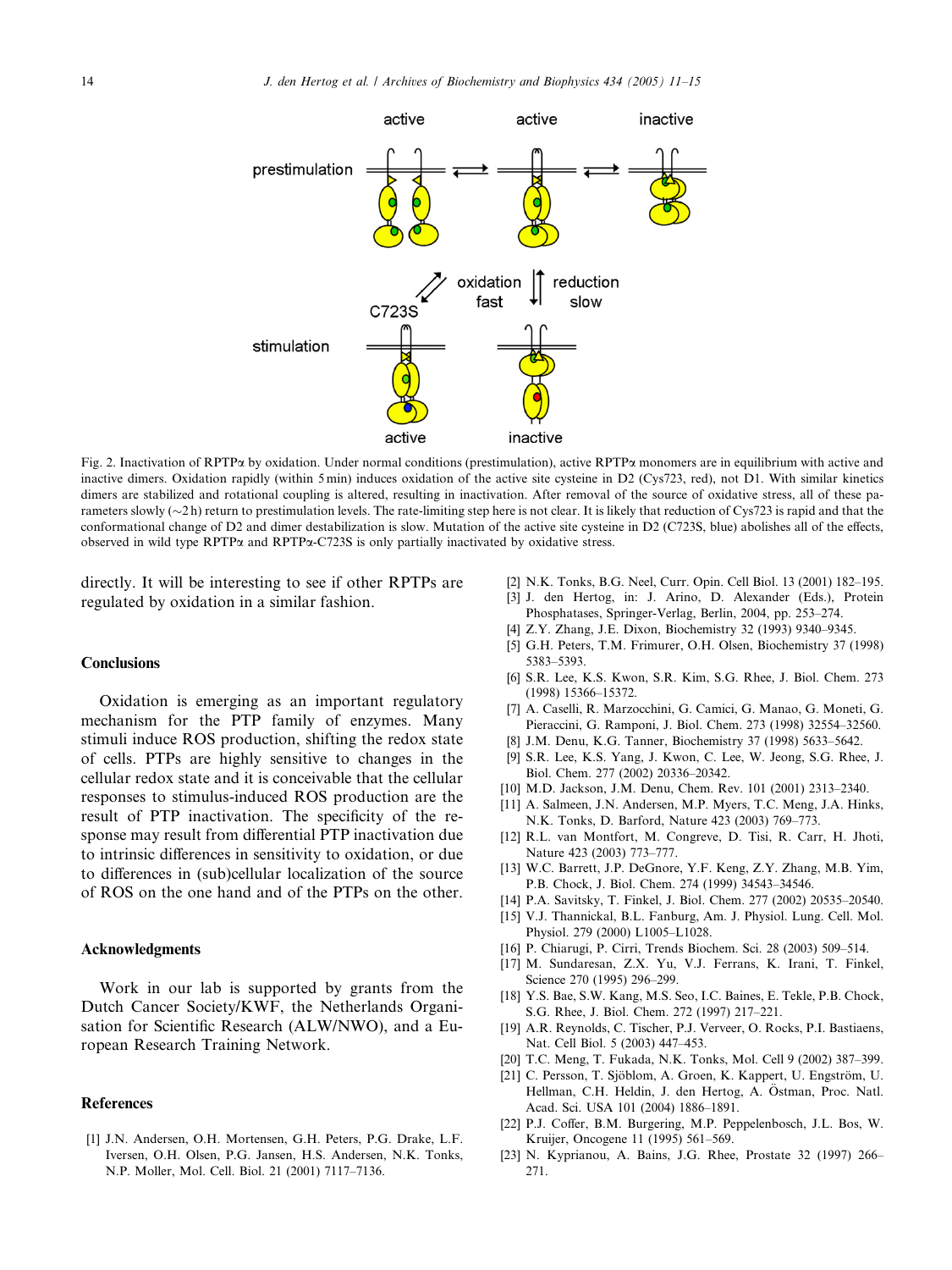Fig. 2. Inactivation of RPTPα by oxidation. Under normal conditions (prestimulation), active RPTPα monomers are in equilibrium with active and inactive dimers. Oxidation rapidly (within 5 min) induces oxidation of the active site cysteine in D2 (Cys723, red), not D1. With similar kinetics dimers are stabilized and rotational coupling is altered, resulting in inactivation. After removal of the source of oxidative stress, all of these parameters slowly (∼2 h) return to prestimulation levels. The rate-limiting step here is not clear. It is likely that reduction of Cys723 is rapid and that the conformational change of D2 and dimer destabilization is slow. Mutation of the active site cysteine in D2 (C723S, blue) abolishes all of the effects, observed in wild type RPTPα and RPTPα-C723S is only partially inactivated by oxidative stress.

directly. It will be interesting to see if other RPTPs are regulated by oxidation in a similar fashion.

## Conclusions

Oxidation is emerging as an important regulatory mechanism for the PTP family of enzymes. Many stimuli induce ROS production, shifting the redox state of cells. PTPs are highly sensitive to changes in the cellular redox state and it is conceivable that the cellular responses to stimulus-induced ROS production are the result of PTP inactivation. The specificity of the response may result from differential PTP inactivation due to intrinsic differences in sensitivity to oxidation, or due to differences in (sub)cellular localization of the source of ROS on the one hand and of the PTPs on the other.

## Acknowledgments

Work in our lab is supported by grants from the Dutch Cancer Society/KWF, the Netherlands Organisation for Scientific Research (ALW/NWO), and a European Research Training Network.

## References

[1] J.N. Andersen, O.H. Mortensen, G.H. Peters, P.G. Drake, L.F. Iversen, O.H. Olsen, P.G. Jansen, H.S. Andersen, N.K. Tonks, N.P. Moller, Mol. Cell. Biol. 21 (2001) 7117–7136.

[2] N.K. Tonks, B.G. Neel, Curr. Opin. Cell Biol. 13 (2001) 182–195.

[3] J. den Hertog, in: J. Arino, D. Alexander (Eds.), Protein Phosphatases, Springer-Verlag, Berlin, 2004, pp. 253–274.

[4] Z.Y. Zhang, J.E. Dixon, Biochemistry 32 (1993) 9340–9345.

[5] G.H. Peters, T.M. Frimurer, O.H. Olsen, Biochemistry 37 (1998) 5383–5393.

[6] S.R. Lee, K.S. Kwon, S.R. Kim, S.G. Rhee, J. Biol. Chem. 273 (1998) 15366–15372.

[7] A. Caselli, R. Marzocchini, G. Camici, G. Manao, G. Moneti, G. Pieraccini, G. Ramponi, J. Biol. Chem. 273 (1998) 32554–32560.

[8] J.M. Denu, K.G. Tanner, Biochemistry 37 (1998) 5633–5642.

[9] S.R. Lee, K.S. Yang, J. Kwon, C. Lee, W. Jeong, S.G. Rhee, J. Biol. Chem. 277 (2002) 20336–20342.

[10] M.D. Jackson, J.M. Denu, Chem. Rev. 101 (2001) 2313–2340.

[11] A. Salmeen, J.N. Andersen, M.P. Myers, T.C. Meng, J.A. Hinks, N.K. Tonks, D. Barford, Nature 423 (2003) 769–773.

[12] R.L. van Montfort, M. Congreve, D. Tisi, R. Carr, H. Jhoti, Nature 423 (2003) 773–777.

[13] W.C. Barrett, J.P. DeGnore, Y.F. Keng, Z.Y. Zhang, M.B. Yim, P.B. Chock, J. Biol. Chem. 274 (1999) 34543–34546.

[14] P.A. Savitsky, T. Finkel, J. Biol. Chem. 277 (2002) 20535–20540.

[15] V.J. Thannickal, B.L. Fanburg, Am. J. Physiol. Lung. Cell. Mol. Physiol. 279 (2000) L1005–L1028.

[16] P. Chiarugi, P. Cirri, Trends Biochem. Sci. 28 (2003) 509–514.

[17] M. Sundaresan, Z.X. Yu, V.J. Ferrans, K. Irani, T. Finkel, Science 270 (1995) 296–299.

[18] Y.S. Bae, S.W. Kang, M.S. Seo, I.C. Baines, E. Tekle, P.B. Chock, S.G. Rhee, J. Biol. Chem. 272 (1997) 217–221.

[19] A.R. Reynolds, C. Tischer, P.J. Verveer, O. Rocks, P.I. Bastiaens, Nat. Cell Biol. 5 (2003) 447–453.

[20] T.C. Meng, T. Fukada, N.K. Tonks, Mol. Cell 9 (2002) 387–399.

[21] C. Persson, T. Sjöblom, A. Groen, K. Kappert, U. Engström, U. Hellman, C.H. Heldin, J. den Hertog, A. Östman, Proc. Natl. Acad. Sci. USA 101 (2004) 1886–1891.

[22] P.J. Coffer, B.M. Burgering, M.P. Peppelenbosch, J.L. Bos, W. Kruijer, Oncogene 11 (1995) 561–569.

[23] N. Kyprianou, A. Bains, J.G. Rhee, Prostate 32 (1997) 266–271.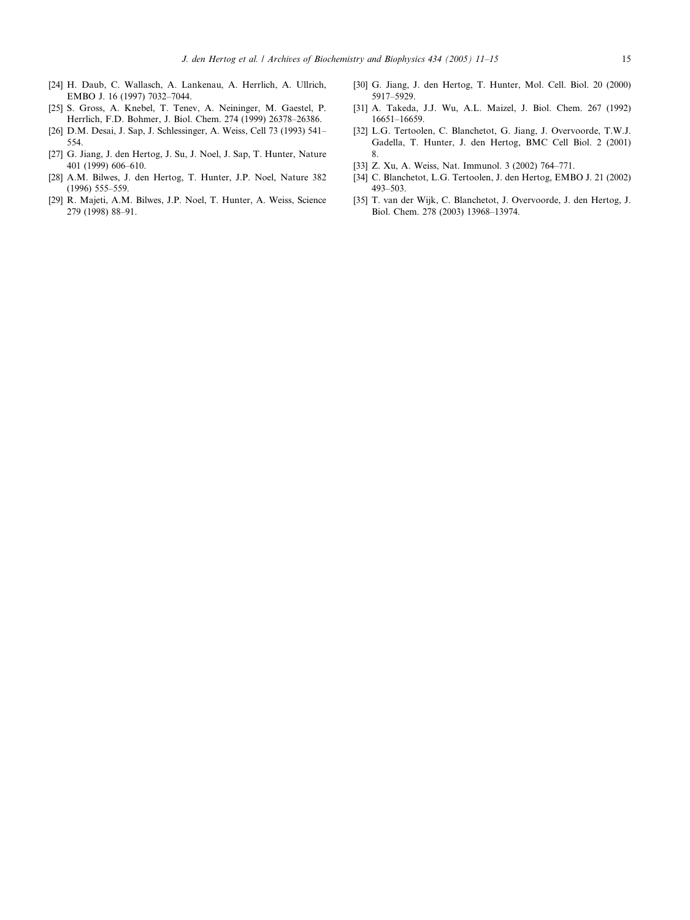[24] H. Daub, C. Wallasch, A. Lankenau, A. Herrlich, A. Ullrich, EMBO J. 16 (1997) 7032–7044.

[25] S. Gross, A. Knebel, T. Tenev, A. Neininger, M. Gaestel, P. Herrlich, F.D. Bohmer, J. Biol. Chem. 274 (1999) 26378–26386.

[26] D.M. Desai, J. Sap, J. Schlessinger, A. Weiss, Cell 73 (1993) 541–554.

[27] G. Jiang, J. den Hertog, J. Su, J. Noel, J. Sap, T. Hunter, Nature 401 (1999) 606–610.

[28] A.M. Bilwes, J. den Hertog, T. Hunter, J.P. Noel, Nature 382 (1996) 555–559.

[29] R. Majeti, A.M. Bilwes, J.P. Noel, T. Hunter, A. Weiss, Science 279 (1998) 88–91.

[30] G. Jiang, J. den Hertog, T. Hunter, Mol. Cell. Biol. 20 (2000) 5917–5929.

[31] A. Takeda, J.J. Wu, A.L. Maizel, J. Biol. Chem. 267 (1992) 16651–16659.

[32] L.G. Tertoolen, C. Blanchetot, G. Jiang, J. Overvoorde, T.W.J. Gadella, T. Hunter, J. den Hertog, BMC Cell Biol. 2 (2001) 8.

[33] Z. Xu, A. Weiss, Nat. Immunol. 3 (2002) 764–771.

[34] C. Blanchetot, L.G. Tertoolen, J. den Hertog, EMBO J. 21 (2002) 493–503.

[35] T. van der Wijk, C. Blanchetot, J. Overvoorde, J. den Hertog, J. Biol. Chem. 278 (2003) 13968–13974.